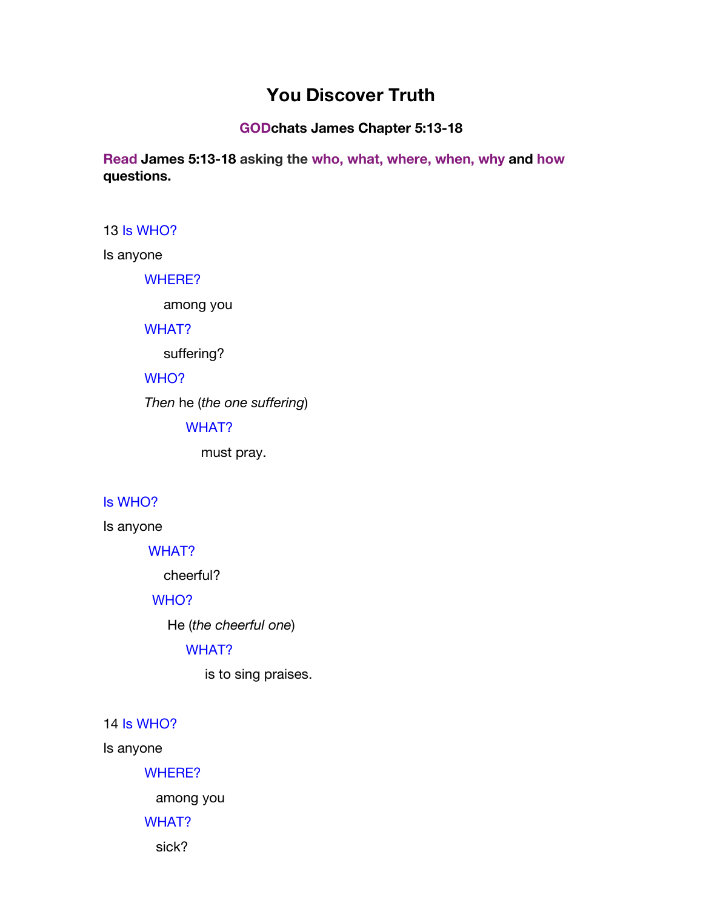# You Discover Truth

### GODchats James Chapter 5:13-18

**Read James 5:13-18 asking the who, what, where, when, why and how questions.**

13 Is WHO?

Is anyone

WHERE?

among you

WHAT?

suffering?

WHO?

*Then* he (*the one suffering*)

WHAT?

must pray.

Is WHO?

Is anyone

WHAT?

cheerful?

WHO?

He (*the cheerful one*)

WHAT?

is to sing praises.

14 Is WHO?

Is anyone

WHERE?

among you

WHAT?

sick?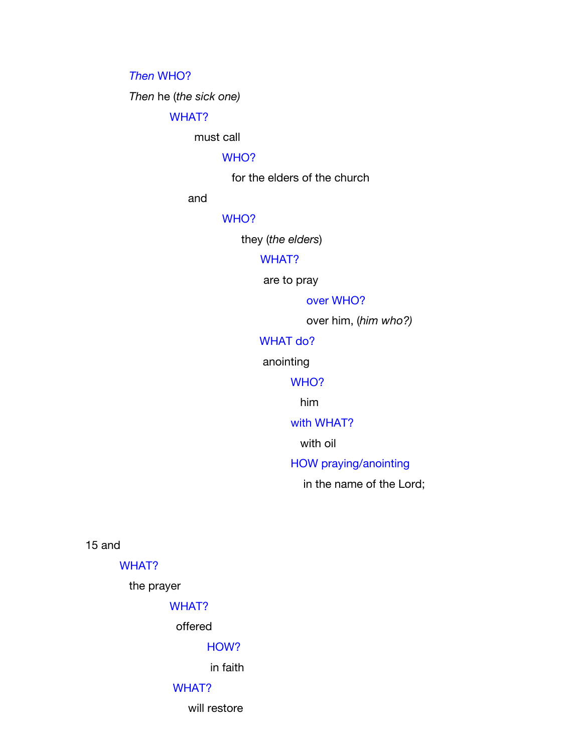*Then* WHO?

*Then* he (*the sick one)*

WHAT?

must call

WHO?

for the elders of the church

and

WHO?

they (*the elders*)

WHAT?

are to pray

over WHO?

over him, (*him who?)*

WHAT do?

anointing

WHO?

him

with WHAT?

with oil

HOW praying/anointing

in the name of the Lord;

15 and

WHAT?

the prayer

WHAT?

offered

HOW?

in faith

WHAT?

will restore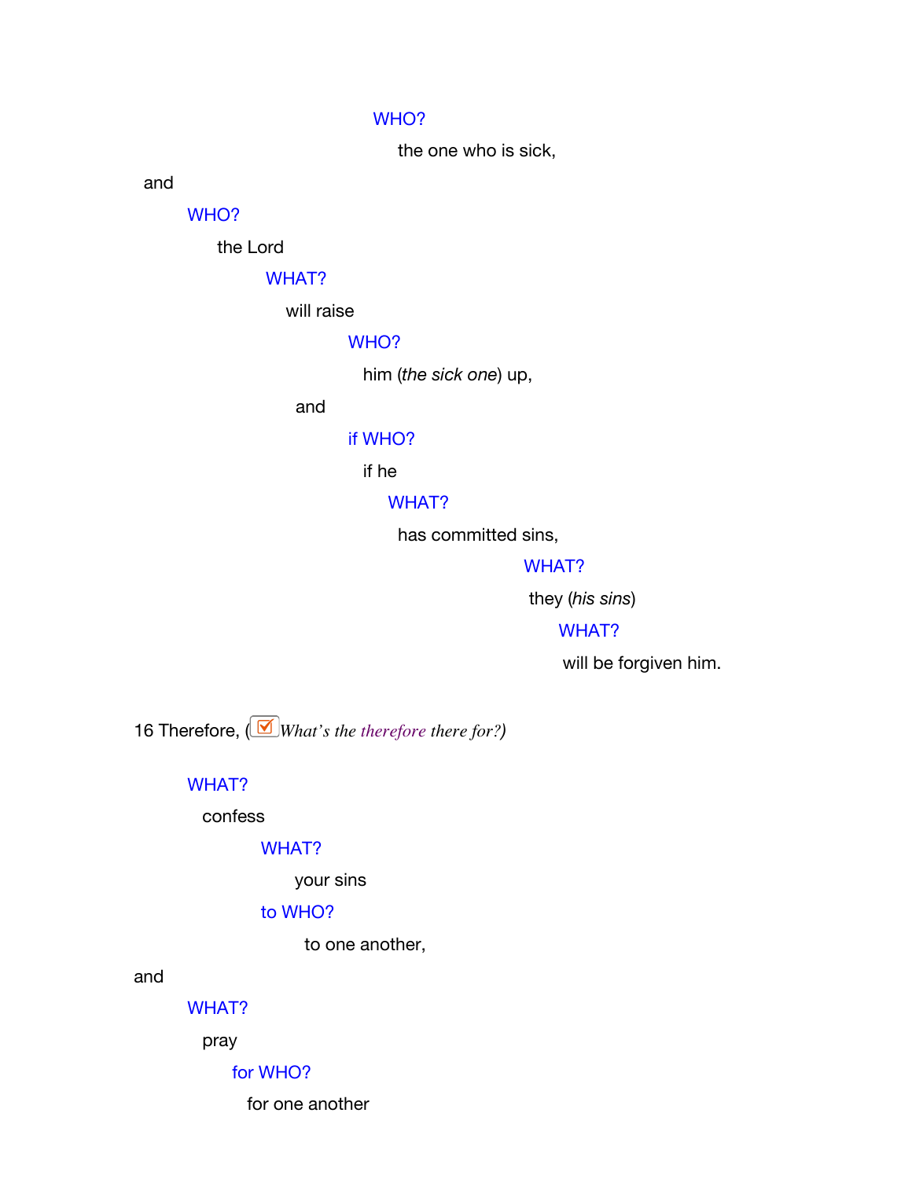WHO?

the one who is sick,

and

WHO?

the Lord

WHAT?

will raise

WHO?

him (*the sick one*) up,

and

if WHO?

if he

WHAT?

has committed sins,

WHAT?

they (*his sins*)

WHAT?

will be forgiven him.

16 Therefore, (☑ *What's the therefore there for?)*

WHAT?

confess

WHAT?

your sins

to WHO?

to one another,

and

WHAT?

pray

for WHO?

for one another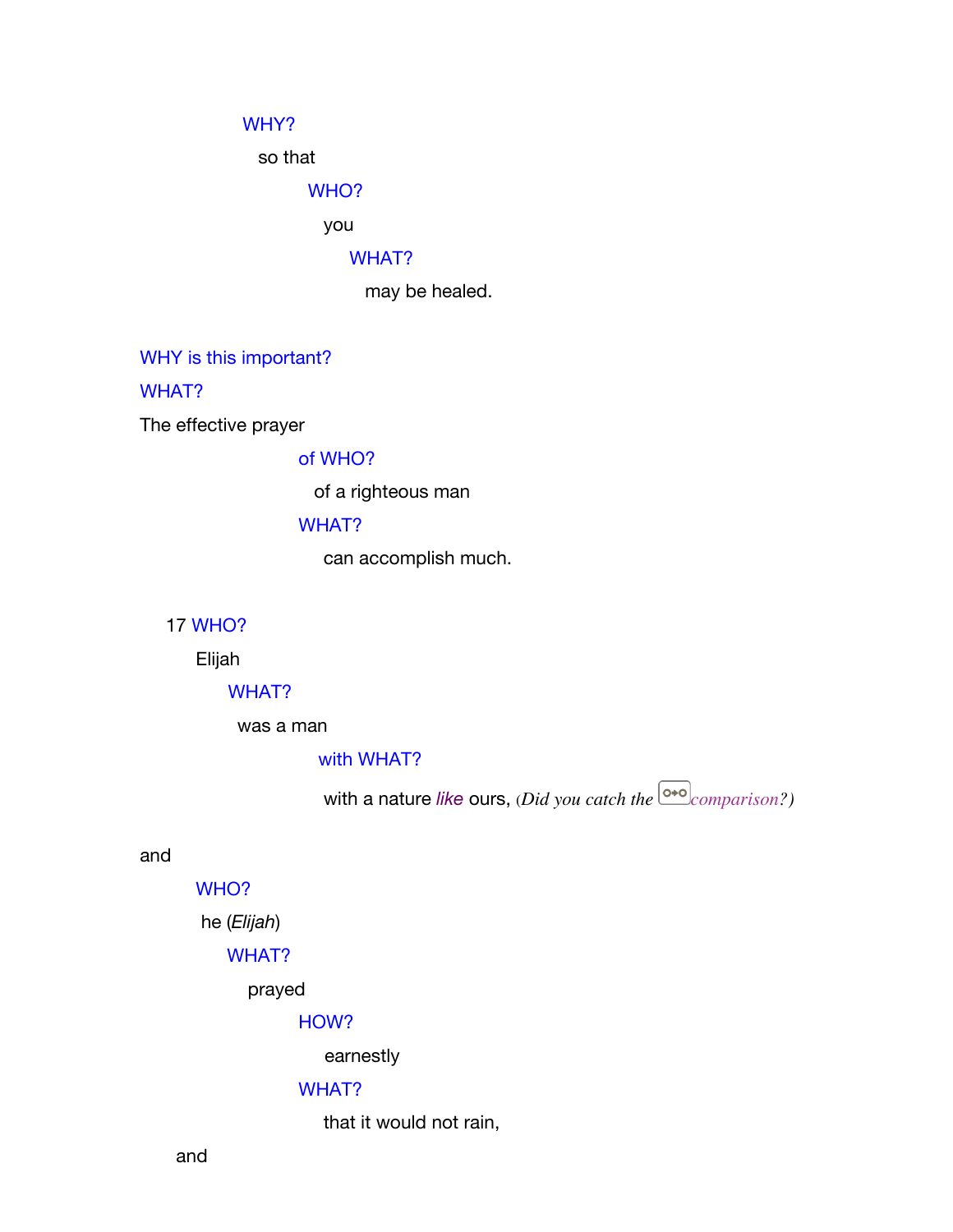WHY?

so that

WHO?

you

WHAT?

may be healed.

WHY is this important?

WHAT?

The effective prayer

of WHO?

of a righteous man

WHAT?

can accomplish much.

17 WHO?

Elijah

WHAT?

was a man

with WHAT?

with a nature *like* ours, (*Did you catch the comparison?*)

and

WHO?

he (*Elijah*)

WHAT?

prayed

HOW?

earnestly

WHAT?

that it would not rain,

and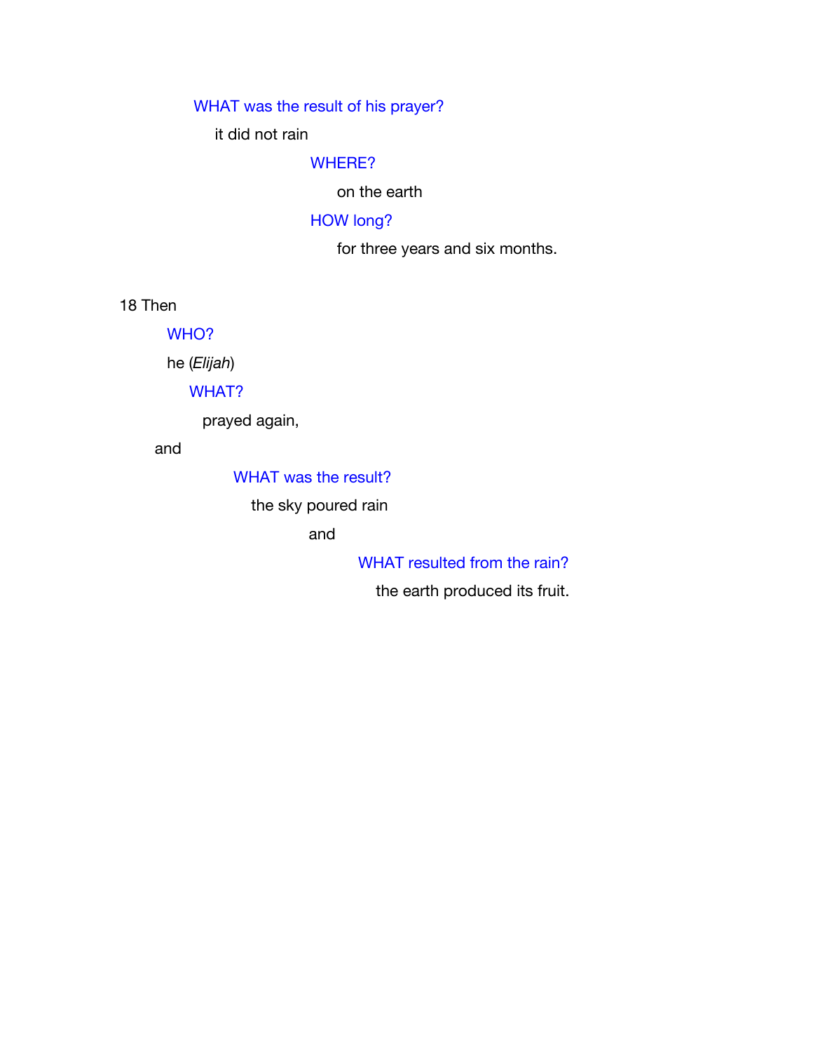WHAT was the result of his prayer?

it did not rain

WHERE?

on the earth

HOW long?

for three years and six months.

18 Then

WHO?

he (*Elijah*)

WHAT?

prayed again,

and

WHAT was the result?

the sky poured rain

and

WHAT resulted from the rain?

the earth produced its fruit.